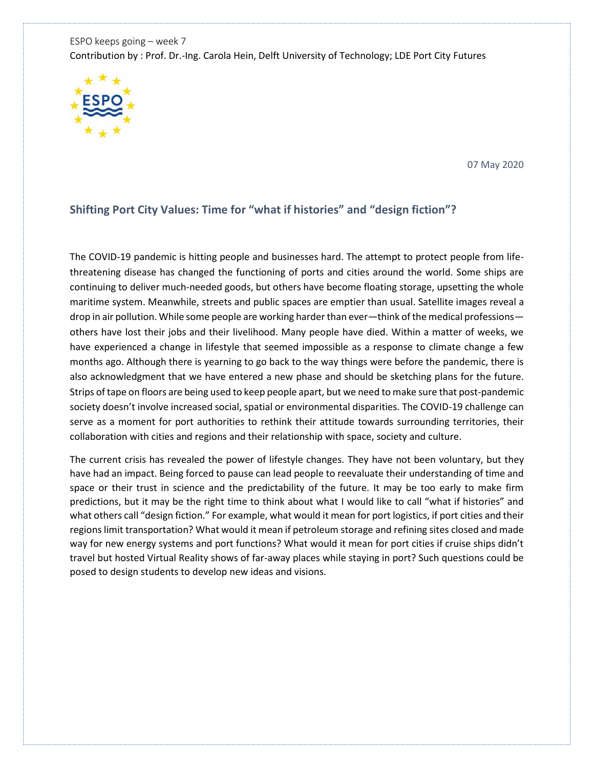ESPO keeps going – week 7

Contribution by : Prof. Dr.-Ing. Carola Hein, Delft University of Technology; LDE Port City Futures

07 May 2020

## Shifting Port City Values: Time for "what if histories" and "design fiction"?

The COVID-19 pandemic is hitting people and businesses hard. The attempt to protect people from life-threatening disease has changed the functioning of ports and cities around the world. Some ships are continuing to deliver much-needed goods, but others have become floating storage, upsetting the whole maritime system. Meanwhile, streets and public spaces are emptier than usual. Satellite images reveal a drop in air pollution. While some people are working harder than ever—think of the medical professions—others have lost their jobs and their livelihood. Many people have died. Within a matter of weeks, we have experienced a change in lifestyle that seemed impossible as a response to climate change a few months ago. Although there is yearning to go back to the way things were before the pandemic, there is also acknowledgment that we have entered a new phase and should be sketching plans for the future. Strips of tape on floors are being used to keep people apart, but we need to make sure that post-pandemic society doesn't involve increased social, spatial or environmental disparities. The COVID-19 challenge can serve as a moment for port authorities to rethink their attitude towards surrounding territories, their collaboration with cities and regions and their relationship with space, society and culture.

The current crisis has revealed the power of lifestyle changes. They have not been voluntary, but they have had an impact. Being forced to pause can lead people to reevaluate their understanding of time and space or their trust in science and the predictability of the future. It may be too early to make firm predictions, but it may be the right time to think about what I would like to call "what if histories" and what others call "design fiction." For example, what would it mean for port logistics, if port cities and their regions limit transportation? What would it mean if petroleum storage and refining sites closed and made way for new energy systems and port functions? What would it mean for port cities if cruise ships didn't travel but hosted Virtual Reality shows of far-away places while staying in port? Such questions could be posed to design students to develop new ideas and visions.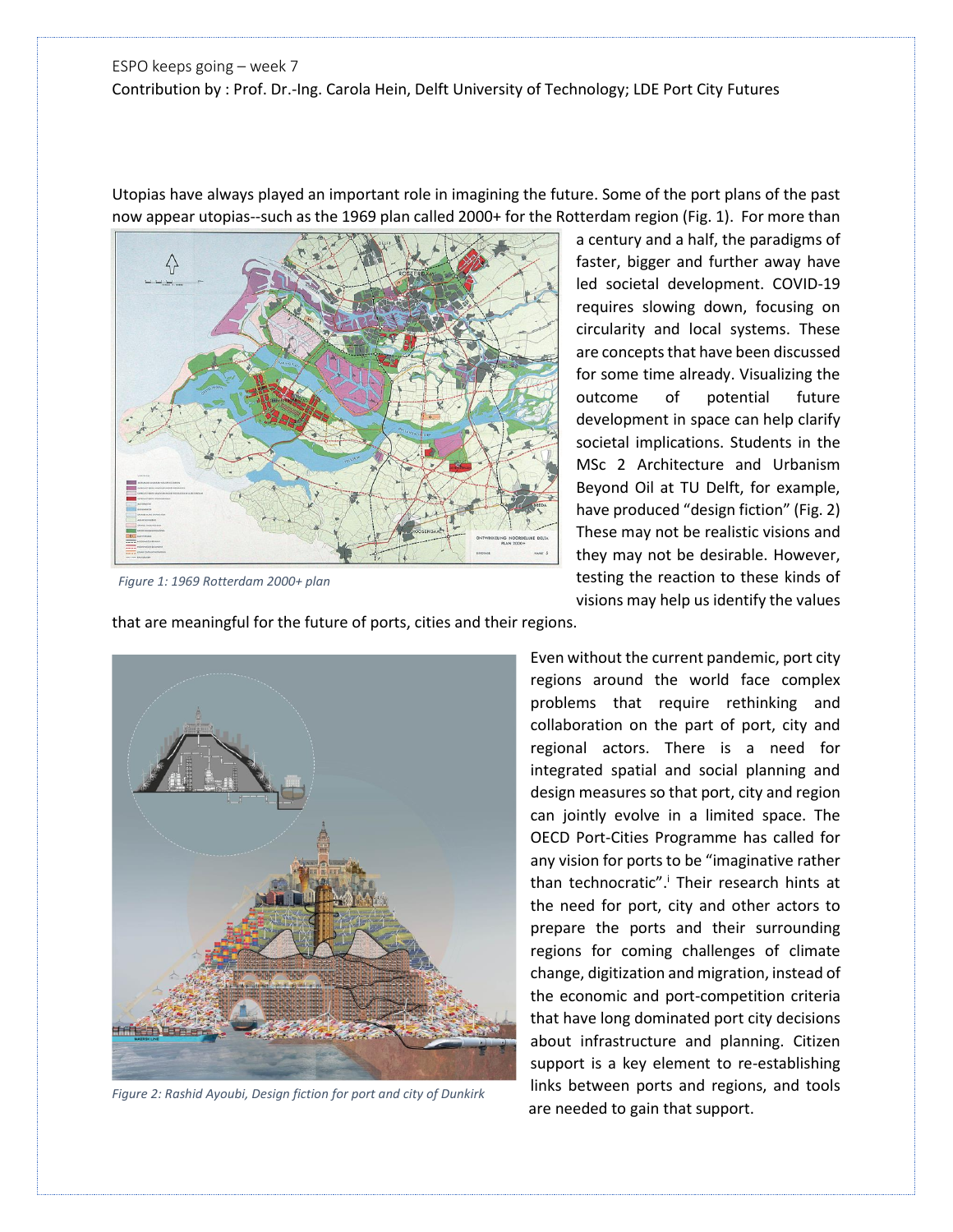ESPO keeps going – week 7

Contribution by : Prof. Dr.-Ing. Carola Hein, Delft University of Technology; LDE Port City Futures

Utopias have always played an important role in imagining the future. Some of the port plans of the past now appear utopias--such as the 1969 plan called 2000+ for the Rotterdam region (Fig. 1). For more than a century and a half, the paradigms of faster, bigger and further away have led societal development. COVID-19 requires slowing down, focusing on circularity and local systems. These are concepts that have been discussed for some time already. Visualizing the outcome of potential future development in space can help clarify societal implications. Students in the MSc 2 Architecture and Urbanism Beyond Oil at TU Delft, for example, have produced "design fiction" (Fig. 2) These may not be realistic visions and they may not be desirable. However, testing the reaction to these kinds of visions may help us identify the values that are meaningful for the future of ports, cities and their regions.

*Figure 1: 1969 Rotterdam 2000+ plan*

Even without the current pandemic, port city regions around the world face complex problems that require rethinking and collaboration on the part of port, city and regional actors. There is a need for integrated spatial and social planning and design measures so that port, city and region can jointly evolve in a limited space. The OECD Port-Cities Programme has called for any vision for ports to be "imaginative rather than technocratic".[i] Their research hints at the need for port, city and other actors to prepare the ports and their surrounding regions for coming challenges of climate change, digitization and migration, instead of the economic and port-competition criteria that have long dominated port city decisions about infrastructure and planning. Citizen support is a key element to re-establishing links between ports and regions, and tools are needed to gain that support.

*Figure 2: Rashid Ayoubi, Design fiction for port and city of Dunkirk*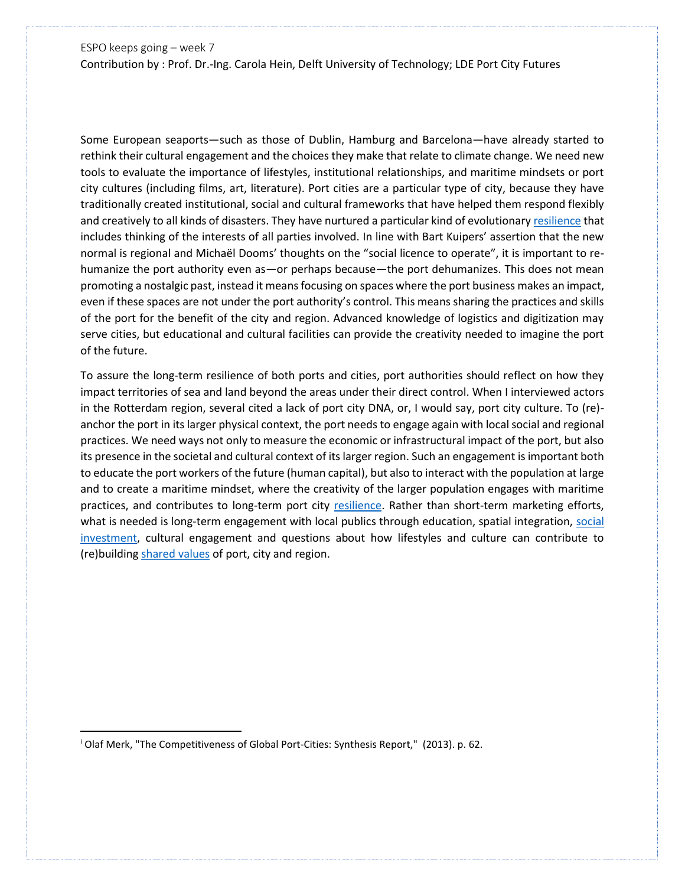Some European seaports—such as those of Dublin, Hamburg and Barcelona—have already started to rethink their cultural engagement and the choices they make that relate to climate change. We need new tools to evaluate the importance of lifestyles, institutional relationships, and maritime mindsets or port city cultures (including films, art, literature). Port cities are a particular type of city, because they have traditionally created institutional, social and cultural frameworks that have helped them respond flexibly and creatively to all kinds of disasters. They have nurtured a particular kind of evolutionary resilience that includes thinking of the interests of all parties involved. In line with Bart Kuipers' assertion that the new normal is regional and Michaël Dooms' thoughts on the "social licence to operate", it is important to re-humanize the port authority even as—or perhaps because—the port dehumanizes. This does not mean promoting a nostalgic past, instead it means focusing on spaces where the port business makes an impact, even if these spaces are not under the port authority's control. This means sharing the practices and skills of the port for the benefit of the city and region. Advanced knowledge of logistics and digitization may serve cities, but educational and cultural facilities can provide the creativity needed to imagine the port of the future.

To assure the long-term resilience of both ports and cities, port authorities should reflect on how they impact territories of sea and land beyond the areas under their direct control. When I interviewed actors in the Rotterdam region, several cited a lack of port city DNA, or, I would say, port city culture. To (re)-anchor the port in its larger physical context, the port needs to engage again with local social and regional practices. We need ways not only to measure the economic or infrastructural impact of the port, but also its presence in the societal and cultural context of its larger region. Such an engagement is important both to educate the port workers of the future (human capital), but also to interact with the population at large and to create a maritime mindset, where the creativity of the larger population engages with maritime practices, and contributes to long-term port city resilience. Rather than short-term marketing efforts, what is needed is long-term engagement with local publics through education, spatial integration, social investment, cultural engagement and questions about how lifestyles and culture can contribute to (re)building shared values of port, city and region.

---

[i] Olaf Merk, "The Competitiveness of Global Port-Cities: Synthesis Report," (2013). p. 62.